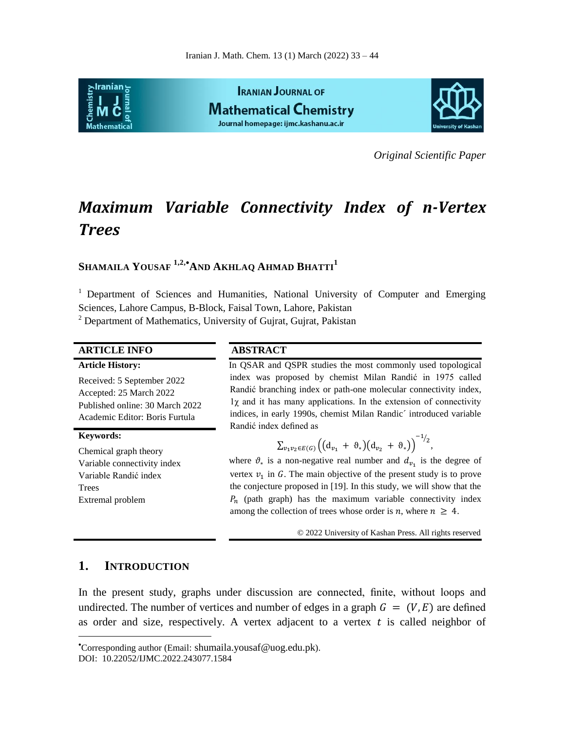*Original Scientific Paper*

# *Maximum Variable Connectivity Index of n-Vertex Trees*

**SHAMAILA YOUSAF [1,2,•] AND AKHLAQ AHMAD BHATTI[1]**

[1] Department of Sciences and Humanities, National University of Computer and Emerging Sciences, Lahore Campus, B-Block, Faisal Town, Lahore, Pakistan

[2] Department of Mathematics, University of Gujrat, Gujrat, Pakistan

**ARTICLE INFO**

**Article History:**

Received: 5 September 2022
Accepted: 25 March 2022
Published online: 30 March 2022
Academic Editor: Boris Furtula

**Keywords:**

Chemical graph theory
Variable connectivity index
Variable Randić index
Trees
Extremal problem

**ABSTRACT**

In QSAR and QSPR studies the most commonly used topological index was proposed by chemist Milan Randić in 1975 called Randić branching index or path-one molecular connectivity index, $1\chi$ and it has many applications. In the extension of connectivity indices, in early 1990s, chemist Milan Randic´ introduced variable Randić index defined as

$$\sum_{v_1v_2\in E(G)}\left((\mathrm{d}_{v_1}+\vartheta_*)(\mathrm{d}_{v_2}+\vartheta_*)\right)^{-1/2},$$

where $\vartheta_*$ is a non-negative real number and $d_{v_1}$ is the degree of vertex $v_1$ in $G$. The main objective of the present study is to prove the conjecture proposed in [19]. In this study, we will show that the $P_n$ (path graph) has the maximum variable connectivity index among the collection of trees whose order is $n$, where $n \geq 4$.

© 2022 University of Kashan Press. All rights reserved

## 1. INTRODUCTION

In the present study, graphs under discussion are connected, finite, without loops and undirected. The number of vertices and number of edges in a graph $G = (V, E)$ are defined as order and size, respectively. A vertex adjacent to a vertex $t$ is called neighbor of

•Corresponding author (Email: shumaila.yousaf@uog.edu.pk).
DOI: 10.22052/IJMC.2022.243077.1584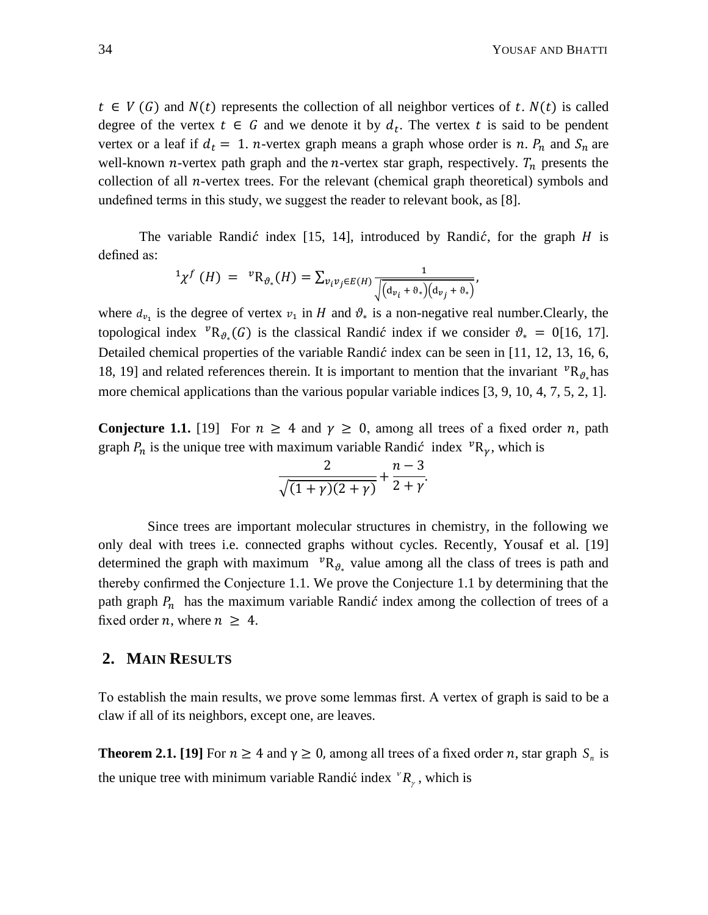$t \in V(G)$ and $N(t)$ represents the collection of all neighbor vertices of $t$. $N(t)$ is called degree of the vertex $t \in G$ and we denote it by $d_t$. The vertex $t$ is said to be pendent vertex or a leaf if $d_t = 1$. $n$-vertex graph means a graph whose order is $n$. $P_n$ and $S_n$ are well-known $n$-vertex path graph and the $n$-vertex star graph, respectively. $T_n$ presents the collection of all $n$-vertex trees. For the relevant (chemical graph theoretical) symbols and undefined terms in this study, we suggest the reader to relevant book, as [8].

The variable Randić index [15, 14], introduced by Randić, for the graph $H$ is defined as:

$$^1\chi^f(H) = {}^v\mathrm{R}_{\vartheta_*}(H) = \sum_{v_i v_j \in E(H)} \frac{1}{\sqrt{(\mathrm{d}_{v_i} + \vartheta_*)(\mathrm{d}_{v_j} + \vartheta_*)}},$$

where $d_{v_1}$ is the degree of vertex $v_1$ in $H$ and $\vartheta_*$ is a non-negative real number.Clearly, the topological index ${}^v\mathrm{R}_{\vartheta_*}(G)$ is the classical Randić index if we consider $\vartheta_* = 0$[16, 17]. Detailed chemical properties of the variable Randić index can be seen in [11, 12, 13, 16, 6, 18, 19] and related references therein. It is important to mention that the invariant ${}^v\mathrm{R}_{\vartheta_*}$ has more chemical applications than the various popular variable indices [3, 9, 10, 4, 7, 5, 2, 1].

**Conjecture 1.1.** [19] For $n \geq 4$ and $\gamma \geq 0$, among all trees of a fixed order $n$, path graph $P_n$ is the unique tree with maximum variable Randić index ${}^v\mathrm{R}_\gamma$, which is

$$\frac{2}{\sqrt{(1+\gamma)(2+\gamma)}} + \frac{n-3}{2+\gamma}.$$

Since trees are important molecular structures in chemistry, in the following we only deal with trees i.e. connected graphs without cycles. Recently, Yousaf et al. [19] determined the graph with maximum ${}^v\mathrm{R}_{\vartheta_*}$ value among all the class of trees is path and thereby confirmed the Conjecture 1.1. We prove the Conjecture 1.1 by determining that the path graph $P_n$ has the maximum variable Randić index among the collection of trees of a fixed order $n$, where $n \geq 4$.

## 2. Main Results

To establish the main results, we prove some lemmas first. A vertex of graph is said to be a claw if all of its neighbors, except one, are leaves.

**Theorem 2.1. [19]** For $n \geq 4$ and $\gamma \geq 0$, among all trees of a fixed order $n$, star graph $S_n$ is the unique tree with minimum variable Randić index ${}^vR_\gamma$, which is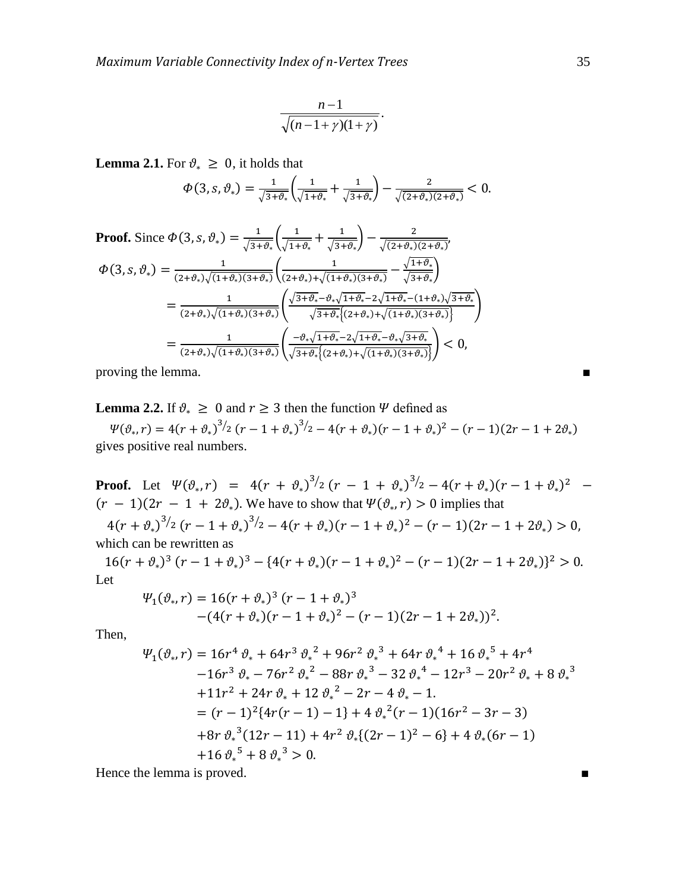$$\frac{n-1}{\sqrt{(n-1+\gamma)(1+\gamma)}}.$$

**Lemma 2.1.** For $\vartheta_* \ \geq \ 0$, it holds that

$$\Phi(3, s, \vartheta_*) = \frac{1}{\sqrt{3+\vartheta_*}}\left(\frac{1}{\sqrt{1+\vartheta_*}} + \frac{1}{\sqrt{3+\vartheta_*}}\right) - \frac{2}{\sqrt{(2+\vartheta_*)(2+\vartheta_*)}} < 0.$$

**Proof.** Since $\Phi(3, s, \vartheta_*) = \frac{1}{\sqrt{3+\vartheta_*}}\left(\frac{1}{\sqrt{1+\vartheta_*}} + \frac{1}{\sqrt{3+\vartheta_*}}\right) - \frac{2}{\sqrt{(2+\vartheta_*)(2+\vartheta_*)}}$,

$$\begin{aligned}
\Phi(3, s, \vartheta_*) &= \frac{1}{(2+\vartheta_*)\sqrt{(1+\vartheta_*)(3+\vartheta_*)}}\left(\frac{1}{(2+\vartheta_*)+\sqrt{(1+\vartheta_*)(3+\vartheta_*)}} - \frac{\sqrt{1+\vartheta_*}}{\sqrt{3+\vartheta_*}}\right) \\
&= \frac{1}{(2+\vartheta_*)\sqrt{(1+\vartheta_*)(3+\vartheta_*)}}\left(\frac{\sqrt{3+\vartheta_*}-\vartheta_*\sqrt{1+\vartheta_*}-2\sqrt{1+\vartheta_*}-(1+\vartheta_*)\sqrt{3+\vartheta_*}}{\sqrt{3+\vartheta_*}\left\{(2+\vartheta_*)+\sqrt{(1+\vartheta_*)(3+\vartheta_*)}\right\}}\right) \\
&= \frac{1}{(2+\vartheta_*)\sqrt{(1+\vartheta_*)(3+\vartheta_*)}}\left(\frac{-\vartheta_*\sqrt{1+\vartheta_*}-2\sqrt{1+\vartheta_*}-\vartheta_*\sqrt{3+\vartheta_*}}{\sqrt{3+\vartheta_*}\left\{(2+\vartheta_*)+\sqrt{(1+\vartheta_*)(3+\vartheta_*)}\right\}}\right) < 0,
\end{aligned}$$

proving the lemma. ∎

**Lemma 2.2.** If $\vartheta_* \ \geq \ 0$ and $r \geq 3$ then the function $\Psi$ defined as

$$\Psi(\vartheta_*, r) = 4(r+\vartheta_*)^{3/2}\,(r-1+\vartheta_*)^{3/2} - 4(r+\vartheta_*)(r-1+\vartheta_*)^2 - (r-1)(2r-1+2\vartheta_*)$$

gives positive real numbers.

**Proof.** Let $\Psi(\vartheta_*, r) = 4(r+\vartheta_*)^{3/2}\,(r-1+\vartheta_*)^{3/2} - 4(r+\vartheta_*)(r-1+\vartheta_*)^2 - (r-1)(2r-1+2\vartheta_*)$. We have to show that $\Psi(\vartheta_*, r) > 0$ implies that

$$4(r+\vartheta_*)^{3/2}\,(r-1+\vartheta_*)^{3/2} - 4(r+\vartheta_*)(r-1+\vartheta_*)^2 - (r-1)(2r-1+2\vartheta_*) > 0,$$

which can be rewritten as

$$16(r+\vartheta_*)^3\,(r-1+\vartheta_*)^3 - \{4(r+\vartheta_*)(r-1+\vartheta_*)^2 - (r-1)(2r-1+2\vartheta_*)\}^2 > 0.$$

Let

$$\begin{aligned}
\Psi_1(\vartheta_*, r) &= 16(r+\vartheta_*)^3\,(r-1+\vartheta_*)^3 \\
&\quad -(4(r+\vartheta_*)(r-1+\vartheta_*)^2 - (r-1)(2r-1+2\vartheta_*))^2.
\end{aligned}$$

Then,

$$\begin{aligned}
\Psi_1(\vartheta_*, r) &= 16r^4\,\vartheta_* + 64r^3\,{\vartheta_*}^2 + 96r^2\,{\vartheta_*}^3 + 64r\,{\vartheta_*}^4 + 16\,{\vartheta_*}^5 + 4r^4 \\
&\quad -16r^3\,\vartheta_* - 76r^2\,{\vartheta_*}^2 - 88r\,{\vartheta_*}^3 - 32\,{\vartheta_*}^4 - 12r^3 - 20r^2\,\vartheta_* + 8\,{\vartheta_*}^3 \\
&\quad +11r^2 + 24r\,\vartheta_* + 12\,{\vartheta_*}^2 - 2r - 4\,\vartheta_* - 1. \\
&= (r-1)^2\{4r(r-1)-1\} + 4\,{\vartheta_*}^2(r-1)(16r^2-3r-3) \\
&\quad +8r\,{\vartheta_*}^3(12r-11) + 4r^2\,\vartheta_*\{(2r-1)^2-6\} + 4\,\vartheta_*(6r-1) \\
&\quad +16\,{\vartheta_*}^5 + 8\,{\vartheta_*}^3 > 0.
\end{aligned}$$

Hence the lemma is proved. ∎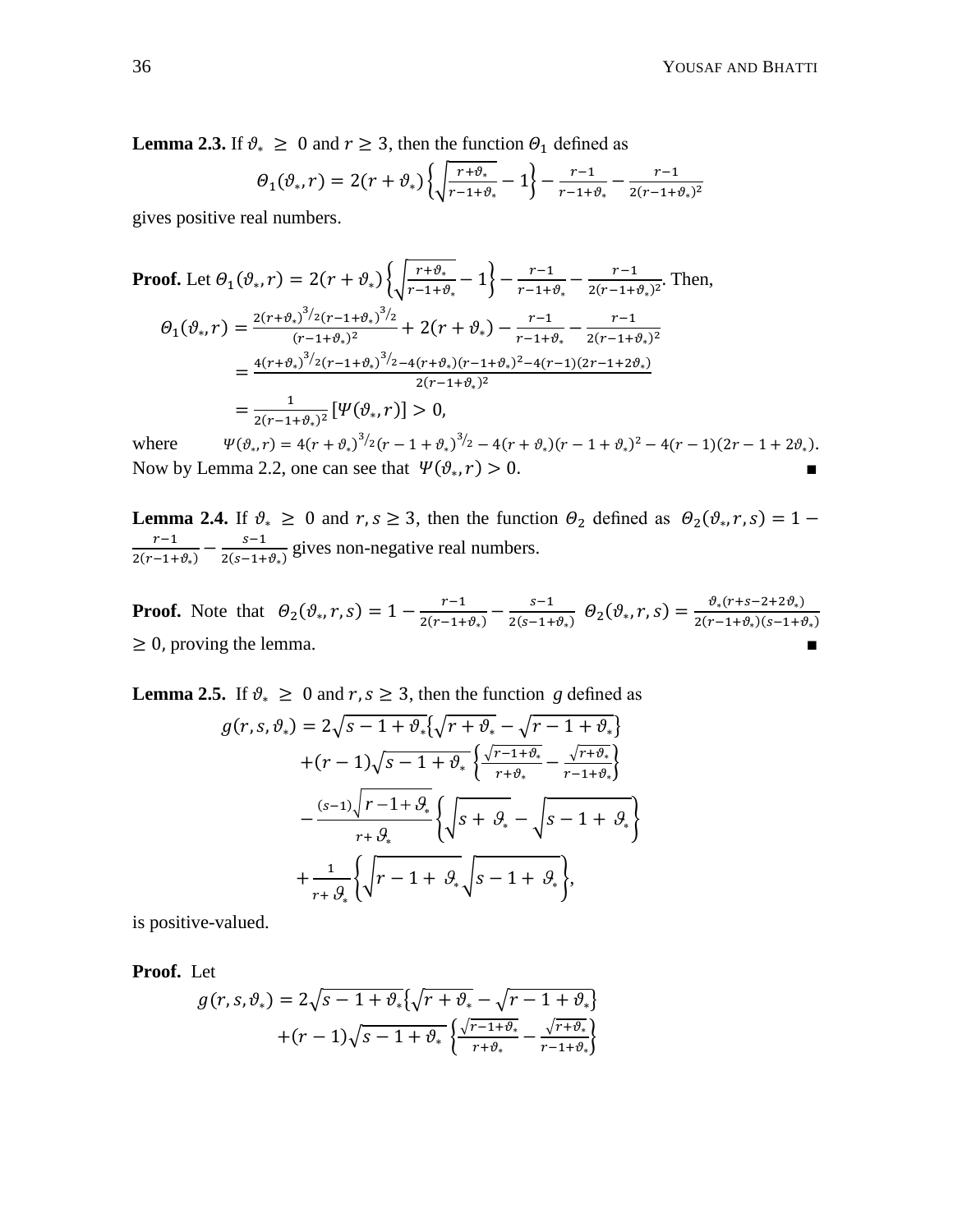**Lemma 2.3.** If $\vartheta_* \geq 0$ and $r \geq 3$, then the function $\Theta_1$ defined as

$$\Theta_1(\vartheta_*, r) = 2(r+\vartheta_*)\left\{\sqrt{\frac{r+\vartheta_*}{r-1+\vartheta_*}} - 1\right\} - \frac{r-1}{r-1+\vartheta_*} - \frac{r-1}{2(r-1+\vartheta_*)^2}$$

gives positive real numbers.

**Proof.** Let $\Theta_1(\vartheta_*, r) = 2(r+\vartheta_*)\left\{\sqrt{\frac{r+\vartheta_*}{r-1+\vartheta_*}} - 1\right\} - \frac{r-1}{r-1+\vartheta_*} - \frac{r-1}{2(r-1+\vartheta_*)^2}$. Then,

$$\begin{aligned}
\Theta_1(\vartheta_*, r) &= \frac{2(r+\vartheta_*)^{3/2}(r-1+\vartheta_*)^{3/2}}{(r-1+\vartheta_*)^2} + 2(r+\vartheta_*) - \frac{r-1}{r-1+\vartheta_*} - \frac{r-1}{2(r-1+\vartheta_*)^2} \\
&= \frac{4(r+\vartheta_*)^{3/2}(r-1+\vartheta_*)^{3/2} - 4(r+\vartheta_*)(r-1+\vartheta_*)^2 - 4(r-1)(2r-1+2\vartheta_*)}{2(r-1+\vartheta_*)^2} \\
&= \frac{1}{2(r-1+\vartheta_*)^2}\left[\Psi(\vartheta_*, r)\right] > 0,
\end{aligned}$$

where $\Psi(\vartheta_*, r) = 4(r+\vartheta_*)^{3/2}(r-1+\vartheta_*)^{3/2} - 4(r+\vartheta_*)(r-1+\vartheta_*)^2 - 4(r-1)(2r-1+2\vartheta_*)$.
Now by Lemma 2.2, one can see that $\Psi(\vartheta_*, r) > 0$. ∎

**Lemma 2.4.** If $\vartheta_* \geq 0$ and $r, s \geq 3$, then the function $\Theta_2$ defined as $\Theta_2(\vartheta_*, r, s) = 1 - \frac{r-1}{2(r-1+\vartheta_*)} - \frac{s-1}{2(s-1+\vartheta_*)}$ gives non-negative real numbers.

**Proof.** Note that $\Theta_2(\vartheta_*, r, s) = 1 - \frac{r-1}{2(r-1+\vartheta_*)} - \frac{s-1}{2(s-1+\vartheta_*)}$ $\Theta_2(\vartheta_*, r, s) = \frac{\vartheta_*(r+s-2+2\vartheta_*)}{2(r-1+\vartheta_*)(s-1+\vartheta_*)}$ $\geq 0$, proving the lemma. ∎

**Lemma 2.5.** If $\vartheta_* \geq 0$ and $r, s \geq 3$, then the function $g$ defined as

$$\begin{aligned}
g(r, s, \vartheta_*) &= 2\sqrt{s-1+\vartheta_*}\left\{\sqrt{r+\vartheta_*} - \sqrt{r-1+\vartheta_*}\right\} \\
&\quad + (r-1)\sqrt{s-1+\vartheta_*}\left\{\frac{\sqrt{r-1+\vartheta_*}}{r+\vartheta_*} - \frac{\sqrt{r+\vartheta_*}}{r-1+\vartheta_*}\right\} \\
&\quad - \frac{(s-1)\sqrt{r-1+\vartheta_*}}{r+\vartheta_*}\left\{\sqrt{s+\vartheta_*} - \sqrt{s-1+\vartheta_*}\right\} \\
&\quad + \frac{1}{r+\vartheta_*}\left\{\sqrt{r-1+\vartheta_*}\sqrt{s-1+\vartheta_*}\right\},
\end{aligned}$$

is positive-valued.

**Proof.** Let

$$\begin{aligned}
g(r, s, \vartheta_*) &= 2\sqrt{s-1+\vartheta_*}\left\{\sqrt{r+\vartheta_*} - \sqrt{r-1+\vartheta_*}\right\} \\
&\quad + (r-1)\sqrt{s-1+\vartheta_*}\left\{\frac{\sqrt{r-1+\vartheta_*}}{r+\vartheta_*} - \frac{\sqrt{r+\vartheta_*}}{r-1+\vartheta_*}\right\}
\end{aligned}$$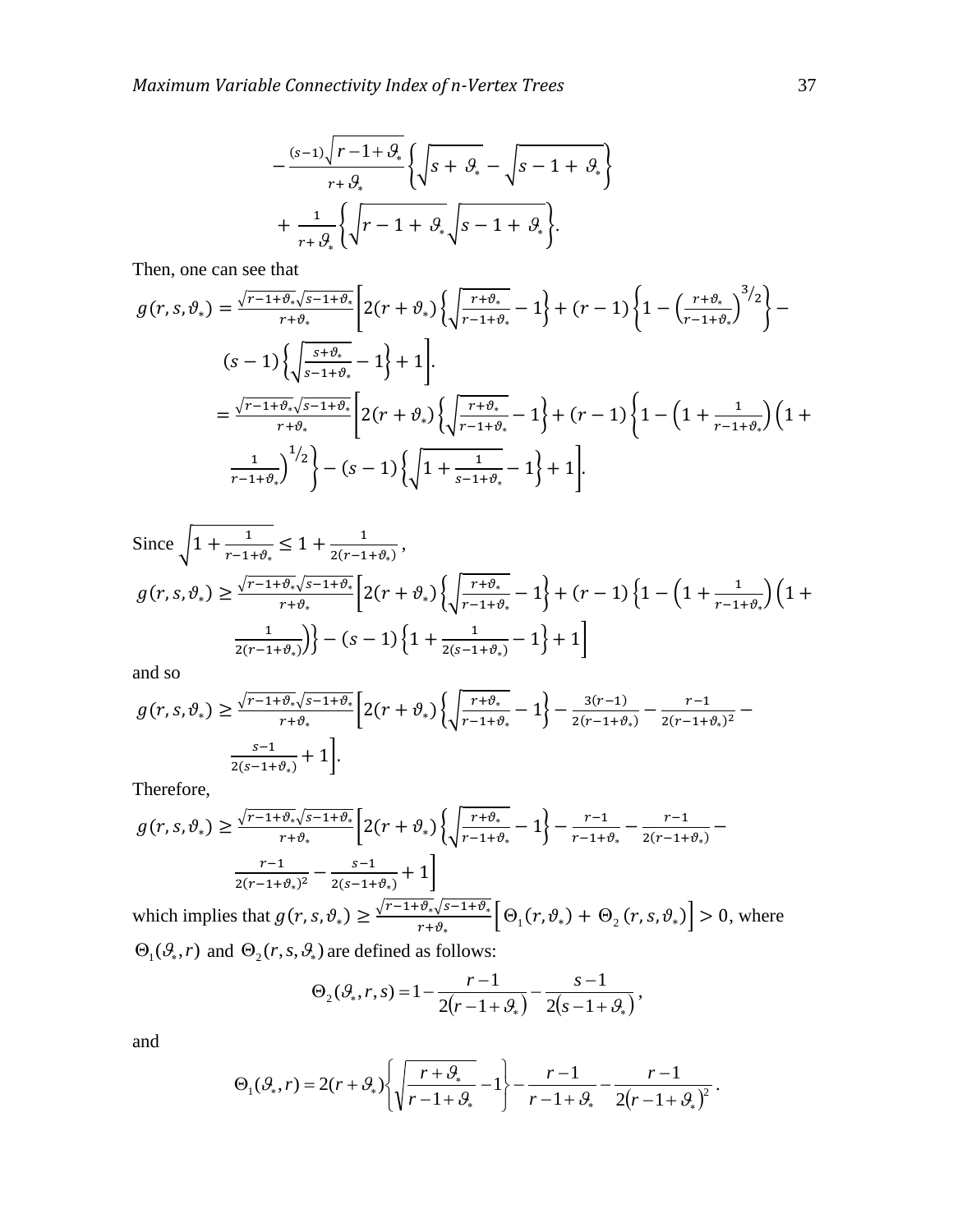$$-\frac{(s-1)\sqrt{r-1+\vartheta_*}}{r+\vartheta_*}\left\{\sqrt{s+\vartheta_*}-\sqrt{s-1+\vartheta_*}\right\}$$

$$+\frac{1}{r+\vartheta_*}\left\{\sqrt{r-1+\vartheta_*}\sqrt{s-1+\vartheta_*}\right\}.$$

Then, one can see that

$$g(r,s,\vartheta_*)=\frac{\sqrt{r-1+\vartheta_*}\sqrt{s-1+\vartheta_*}}{r+\vartheta_*}\Bigg[2(r+\vartheta_*)\left\{\sqrt{\frac{r+\vartheta_*}{r-1+\vartheta_*}}-1\right\}+(r-1)\left\{1-\left(\frac{r+\vartheta_*}{r-1+\vartheta_*}\right)^{3/2}\right\}-$$
$$(s-1)\left\{\sqrt{\frac{s+\vartheta_*}{s-1+\vartheta_*}}-1\right\}+1\Bigg].$$
$$=\frac{\sqrt{r-1+\vartheta_*}\sqrt{s-1+\vartheta_*}}{r+\vartheta_*}\Bigg[2(r+\vartheta_*)\left\{\sqrt{\frac{r+\vartheta_*}{r-1+\vartheta_*}}-1\right\}+(r-1)\left\{1-\left(1+\frac{1}{r-1+\vartheta_*}\right)\left(1+\frac{1}{r-1+\vartheta_*}\right)^{1/2}\right\}-(s-1)\left\{\sqrt{1+\frac{1}{s-1+\vartheta_*}}-1\right\}+1\Bigg].$$

Since $\sqrt{1+\frac{1}{r-1+\vartheta_*}}\leq 1+\frac{1}{2(r-1+\vartheta_*)}$,

$$g(r,s,\vartheta_*)\geq\frac{\sqrt{r-1+\vartheta_*}\sqrt{s-1+\vartheta_*}}{r+\vartheta_*}\Bigg[2(r+\vartheta_*)\left\{\sqrt{\frac{r+\vartheta_*}{r-1+\vartheta_*}}-1\right\}+(r-1)\left\{1-\left(1+\frac{1}{r-1+\vartheta_*}\right)\left(1+\frac{1}{2(r-1+\vartheta_*)}\right)\right\}-(s-1)\left\{1+\frac{1}{2(s-1+\vartheta_*)}-1\right\}+1\Bigg]$$

and so

$$g(r,s,\vartheta_*)\geq\frac{\sqrt{r-1+\vartheta_*}\sqrt{s-1+\vartheta_*}}{r+\vartheta_*}\Bigg[2(r+\vartheta_*)\left\{\sqrt{\frac{r+\vartheta_*}{r-1+\vartheta_*}}-1\right\}-\frac{3(r-1)}{2(r-1+\vartheta_*)}-\frac{r-1}{2(r-1+\vartheta_*)^2}-\frac{s-1}{2(s-1+\vartheta_*)}+1\Bigg].$$

Therefore,

$$g(r,s,\vartheta_*)\geq\frac{\sqrt{r-1+\vartheta_*}\sqrt{s-1+\vartheta_*}}{r+\vartheta_*}\Bigg[2(r+\vartheta_*)\left\{\sqrt{\frac{r+\vartheta_*}{r-1+\vartheta_*}}-1\right\}-\frac{r-1}{r-1+\vartheta_*}-\frac{r-1}{2(r-1+\vartheta_*)}-\frac{r-1}{2(r-1+\vartheta_*)^2}-\frac{s-1}{2(s-1+\vartheta_*)}+1\Bigg]$$

which implies that $g(r,s,\vartheta_*)\geq\frac{\sqrt{r-1+\vartheta_*}\sqrt{s-1+\vartheta_*}}{r+\vartheta_*}\left[\Theta_1(r,\vartheta_*)+\Theta_2(r,s,\vartheta_*)\right]>0$, where $\Theta_1(\vartheta_*,r)$ and $\Theta_2(r,s,\vartheta_*)$ are defined as follows:

$$\Theta_2(\vartheta_*,r,s)=1-\frac{r-1}{2(r-1+\vartheta_*)}-\frac{s-1}{2(s-1+\vartheta_*)},$$

and

$$\Theta_1(\vartheta_*,r)=2(r+\vartheta_*)\left\{\sqrt{\frac{r+\vartheta_*}{r-1+\vartheta_*}}-1\right\}-\frac{r-1}{r-1+\vartheta_*}-\frac{r-1}{2(r-1+\vartheta_*)^2}.$$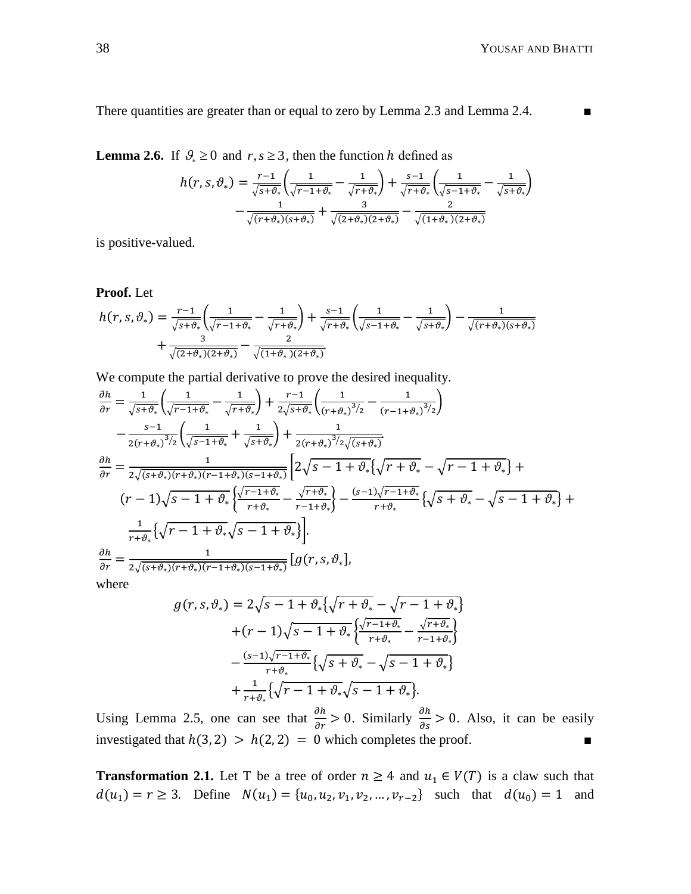There quantities are greater than or equal to zero by Lemma 2.3 and Lemma 2.4. ∎

**Lemma 2.6.** If $\vartheta_* \geq 0$ and $r, s \geq 3$, then the function $h$ defined as

$$h(r,s,\vartheta_*) = \frac{r-1}{\sqrt{s+\vartheta_*}}\left(\frac{1}{\sqrt{r-1+\vartheta_*}} - \frac{1}{\sqrt{r+\vartheta_*}}\right) + \frac{s-1}{\sqrt{r+\vartheta_*}}\left(\frac{1}{\sqrt{s-1+\vartheta_*}} - \frac{1}{\sqrt{s+\vartheta_*}}\right)$$
$$- \frac{1}{\sqrt{(r+\vartheta_*)(s+\vartheta_*)}} + \frac{3}{\sqrt{(2+\vartheta_*)(2+\vartheta_*)}} - \frac{2}{\sqrt{(1+\vartheta_*)(2+\vartheta_*)}}$$

is positive-valued.

**Proof.** Let

$$h(r,s,\vartheta_*) = \frac{r-1}{\sqrt{s+\vartheta_*}}\left(\frac{1}{\sqrt{r-1+\vartheta_*}} - \frac{1}{\sqrt{r+\vartheta_*}}\right) + \frac{s-1}{\sqrt{r+\vartheta_*}}\left(\frac{1}{\sqrt{s-1+\vartheta_*}} - \frac{1}{\sqrt{s+\vartheta_*}}\right) - \frac{1}{\sqrt{(r+\vartheta_*)(s+\vartheta_*)}}$$
$$+ \frac{3}{\sqrt{(2+\vartheta_*)(2+\vartheta_*)}} - \frac{2}{\sqrt{(1+\vartheta_*)(2+\vartheta_*)}}.$$

We compute the partial derivative to prove the desired inequality.

$$\frac{\partial h}{\partial r} = \frac{1}{\sqrt{s+\vartheta_*}}\left(\frac{1}{\sqrt{r-1+\vartheta_*}} - \frac{1}{\sqrt{r+\vartheta_*}}\right) + \frac{r-1}{2\sqrt{s+\vartheta_*}}\left(\frac{1}{(r+\vartheta_*)^{3/2}} - \frac{1}{(r-1+\vartheta_*)^{3/2}}\right)$$
$$- \frac{s-1}{2(r+\vartheta_*)^{3/2}}\left(\frac{1}{\sqrt{s-1+\vartheta_*}} + \frac{1}{\sqrt{s+\vartheta_*}}\right) + \frac{1}{2(r+\vartheta_*)^{3/2}\sqrt{(s+\vartheta_*)}}.$$

$$\frac{\partial h}{\partial r} = \frac{1}{2\sqrt{(s+\vartheta_*)(r+\vartheta_*)(r-1+\vartheta_*)(s-1+\vartheta_*)}}\Big[2\sqrt{s-1+\vartheta_*}\{\sqrt{r+\vartheta_*} - \sqrt{r-1+\vartheta_*}\} +$$
$$(r-1)\sqrt{s-1+\vartheta_*}\left\{\frac{\sqrt{r-1+\vartheta_*}}{r+\vartheta_*} - \frac{\sqrt{r+\vartheta_*}}{r-1+\vartheta_*}\right\} - \frac{(s-1)\sqrt{r-1+\vartheta_*}}{r+\vartheta_*}\{\sqrt{s+\vartheta_*} - \sqrt{s-1+\vartheta_*}\} +$$
$$\frac{1}{r+\vartheta_*}\{\sqrt{r-1+\vartheta_*}\sqrt{s-1+\vartheta_*}\}\Big].$$

$$\frac{\partial h}{\partial r} = \frac{1}{2\sqrt{(s+\vartheta_*)(r+\vartheta_*)(r-1+\vartheta_*)(s-1+\vartheta_*)}}[g(r,s,\vartheta_*],$$

where

$$g(r,s,\vartheta_*) = 2\sqrt{s-1+\vartheta_*}\{\sqrt{r+\vartheta_*} - \sqrt{r-1+\vartheta_*}\}$$
$$+ (r-1)\sqrt{s-1+\vartheta_*}\left\{\frac{\sqrt{r-1+\vartheta_*}}{r+\vartheta_*} - \frac{\sqrt{r+\vartheta_*}}{r-1+\vartheta_*}\right\}$$
$$- \frac{(s-1)\sqrt{r-1+\vartheta_*}}{r+\vartheta_*}\{\sqrt{s+\vartheta_*} - \sqrt{s-1+\vartheta_*}\}$$
$$+ \frac{1}{r+\vartheta_*}\{\sqrt{r-1+\vartheta_*}\sqrt{s-1+\vartheta_*}\}.$$

Using Lemma 2.5, one can see that $\frac{\partial h}{\partial r} > 0$. Similarly $\frac{\partial h}{\partial s} > 0$. Also, it can be easily investigated that $h(3,2) > h(2,2) = 0$ which completes the proof. ∎

**Transformation 2.1.** Let T be a tree of order $n \geq 4$ and $u_1 \in V(T)$ is a claw such that $d(u_1) = r \geq 3$. Define $N(u_1) = \{u_0, u_2, v_1, v_2, \ldots, v_{r-2}\}$ such that $d(u_0) = 1$ and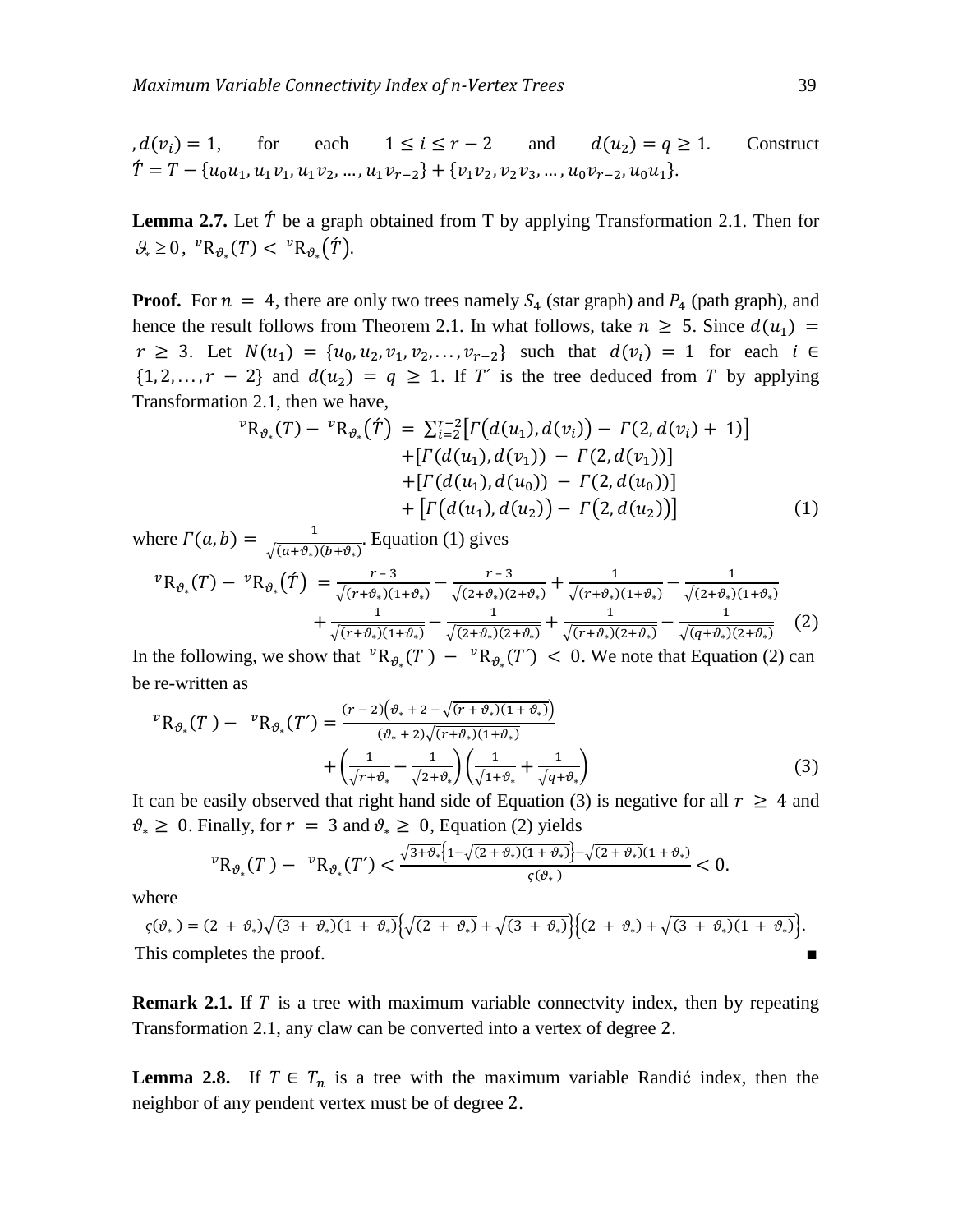$, d(v_i) = 1$, for each $1 \leq i \leq r-2$ and $d(u_2) = q \geq 1$. Construct $\acute{T} = T - \{u_0u_1, u_1v_1, u_1v_2, \ldots, u_1v_{r-2}\} + \{v_1v_2, v_2v_3, \ldots, u_0v_{r-2}, u_0u_1\}$.

**Lemma 2.7.** Let $\acute{T}$ be a graph obtained from T by applying Transformation 2.1. Then for $\vartheta_* \geq 0$, ${}^{v}\mathrm{R}_{\vartheta_*}(T) < {}^{v}\mathrm{R}_{\vartheta_*}(\acute{T})$.

**Proof.** For $n = 4$, there are only two trees namely $S_4$ (star graph) and $P_4$ (path graph), and hence the result follows from Theorem 2.1. In what follows, take $n \geq 5$. Since $d(u_1) = r \geq 3$. Let $N(u_1) = \{u_0, u_2, v_1, v_2, \ldots, v_{r-2}\}$ such that $d(v_i) = 1$ for each $i \in \{1, 2, \ldots, r-2\}$ and $d(u_2) = q \geq 1$. If $T'$ is the tree deduced from $T$ by applying Transformation 2.1, then we have,

$$
\begin{aligned}
{}^{v}\mathrm{R}_{\vartheta_*}(T) - {}^{v}\mathrm{R}_{\vartheta_*}(\acute{T}) = & \sum_{i=2}^{r-2}\left[\Gamma\big(d(u_1), d(v_i)\big) - \Gamma(2, d(v_i) + 1)\right] \\
& + [\Gamma(d(u_1), d(v_1)) - \Gamma(2, d(v_1))] \\
& + [\Gamma(d(u_1), d(u_0)) - \Gamma(2, d(u_0))] \\
& + \left[\Gamma\big(d(u_1), d(u_2)\big) - \Gamma\big(2, d(u_2)\big)\right] \qquad (1)
\end{aligned}
$$

where $\Gamma(a,b) = \frac{1}{\sqrt{(a+\vartheta_*)(b+\vartheta_*)}}$. Equation (1) gives

$$
\begin{aligned}
{}^{v}\mathrm{R}_{\vartheta_*}(T) - {}^{v}\mathrm{R}_{\vartheta_*}(\acute{T}) = & \frac{r-3}{\sqrt{(r+\vartheta_*)(1+\vartheta_*)}} - \frac{r-3}{\sqrt{(2+\vartheta_*)(2+\vartheta_*)}} + \frac{1}{\sqrt{(r+\vartheta_*)(1+\vartheta_*)}} - \frac{1}{\sqrt{(2+\vartheta_*)(1+\vartheta_*)}} \\
& + \frac{1}{\sqrt{(r+\vartheta_*)(1+\vartheta_*)}} - \frac{1}{\sqrt{(2+\vartheta_*)(2+\vartheta_*)}} + \frac{1}{\sqrt{(r+\vartheta_*)(2+\vartheta_*)}} - \frac{1}{\sqrt{(q+\vartheta_*)(2+\vartheta_*)}} \qquad (2)
\end{aligned}
$$

In the following, we show that ${}^{v}\mathrm{R}_{\vartheta_*}(T) - {}^{v}\mathrm{R}_{\vartheta_*}(T') < 0$. We note that Equation (2) can be re-written as

$$
\begin{aligned}
{}^{v}\mathrm{R}_{\vartheta_*}(T) - {}^{v}\mathrm{R}_{\vartheta_*}(T') = & \frac{(r-2)\left(\vartheta_* + 2 - \sqrt{(r+\vartheta_*)(1+\vartheta_*)}\right)}{(\vartheta_* + 2)\sqrt{(r+\vartheta_*)(1+\vartheta_*)}} \\
& + \left(\frac{1}{\sqrt{r+\vartheta_*}} - \frac{1}{\sqrt{2+\vartheta_*}}\right)\left(\frac{1}{\sqrt{1+\vartheta_*}} + \frac{1}{\sqrt{q+\vartheta_*}}\right) \qquad (3)
\end{aligned}
$$

It can be easily observed that right hand side of Equation (3) is negative for all $r \geq 4$ and $\vartheta_* \geq 0$. Finally, for $r = 3$ and $\vartheta_* \geq 0$, Equation (2) yields

$$
{}^{v}\mathrm{R}_{\vartheta_*}(T) - {}^{v}\mathrm{R}_{\vartheta_*}(T') < \frac{\sqrt{3+\vartheta_*}\left\{1 - \sqrt{(2+\vartheta_*)(1+\vartheta_*)}\right\} - \sqrt{(2+\vartheta_*)}(1+\vartheta_*)}{\varsigma(\vartheta_*)} < 0.
$$

where

$$
\varsigma(\vartheta_*) = (2+\vartheta_*)\sqrt{(3+\vartheta_*)(1+\vartheta_*)}\left\{\sqrt{(2+\vartheta_*)} + \sqrt{(3+\vartheta_*)}\right\}\left\{(2+\vartheta_*) + \sqrt{(3+\vartheta_*)(1+\vartheta_*)}\right\}.
$$

This completes the proof. ■

**Remark 2.1.** If $T$ is a tree with maximum variable connectvity index, then by repeating Transformation 2.1, any claw can be converted into a vertex of degree 2.

**Lemma 2.8.** If $T \in T_n$ is a tree with the maximum variable Randić index, then the neighbor of any pendent vertex must be of degree 2.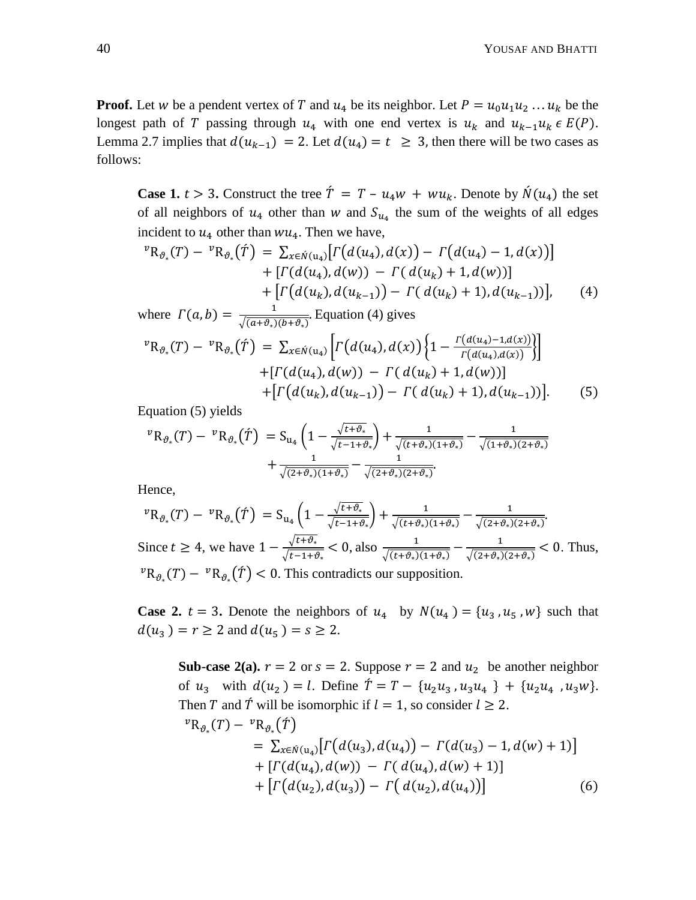**Proof.** Let $w$ be a pendent vertex of $T$ and $u_4$ be its neighbor. Let $P = u_0u_1u_2 \dots u_k$ be the longest path of $T$ passing through $u_4$ with one end vertex is $u_k$ and $u_{k-1}u_k \epsilon E(P)$. Lemma 2.7 implies that $d(u_{k-1}) = 2$. Let $d(u_4) = t \geq 3$, then there will be two cases as follows:

**Case 1.** $t > 3$. Construct the tree $\acute{T} = T - u_4w + wu_k$. Denote by $\acute{N}(u_4)$ the set of all neighbors of $u_4$ other than $w$ and $S_{u_4}$ the sum of the weights of all edges incident to $u_4$ other than $wu_4$. Then we have,

$$\begin{aligned} {}^{v}\mathrm{R}_{\vartheta_*}(T) - {}^{v}\mathrm{R}_{\vartheta_*}(\acute{T}) &= \sum_{x\in \acute{N}(u_4)}\left[\Gamma\big(d(u_4), d(x)\big) - \Gamma\big(d(u_4)-1, d(x)\big)\right] \\ &+ \left[\Gamma(d(u_4), d(w)) - \Gamma(d(u_k)+1, d(w))\right] \\ &+ \left[\Gamma\big(d(u_k), d(u_{k-1})\big) - \Gamma(d(u_k)+1), d(u_{k-1}))\right], \end{aligned} \tag{4}$$

where $\Gamma(a,b) = \frac{1}{\sqrt{(a+\vartheta_*)(b+\vartheta_*)}}$. Equation (4) gives

$$\begin{aligned} {}^{v}\mathrm{R}_{\vartheta_*}(T) - {}^{v}\mathrm{R}_{\vartheta_*}(\acute{T}) &= \sum_{x\in \acute{N}(u_4)}\left[\Gamma\big(d(u_4), d(x)\big)\left\{1 - \frac{\Gamma\big(d(u_4)-1, d(x)\big)}{\Gamma\big(d(u_4), d(x)\big)}\right\}\right] \\ &+ \left[\Gamma(d(u_4), d(w)) - \Gamma(d(u_k)+1, d(w))\right] \\ &+ \left[\Gamma\big(d(u_k), d(u_{k-1})\big) - \Gamma(d(u_k)+1), d(u_{k-1}))\right]. \end{aligned} \tag{5}$$

Equation (5) yields

$$\begin{aligned} {}^{v}\mathrm{R}_{\vartheta_*}(T) - {}^{v}\mathrm{R}_{\vartheta_*}(\acute{T}) &= \mathrm{S}_{u_4}\left(1 - \frac{\sqrt{t+\vartheta_*}}{\sqrt{t-1+\vartheta_*}}\right) + \frac{1}{\sqrt{(t+\vartheta_*)(1+\vartheta_*)}} - \frac{1}{\sqrt{(1+\vartheta_*)(2+\vartheta_*)}} \\ &+ \frac{1}{\sqrt{(2+\vartheta_*)(1+\vartheta_*)}} - \frac{1}{\sqrt{(2+\vartheta_*)(2+\vartheta_*)}}. \end{aligned}$$

Hence,

$${}^{v}\mathrm{R}_{\vartheta_*}(T) - {}^{v}\mathrm{R}_{\vartheta_*}(\acute{T}) = \mathrm{S}_{u_4}\left(1 - \frac{\sqrt{t+\vartheta_*}}{\sqrt{t-1+\vartheta_*}}\right) + \frac{1}{\sqrt{(t+\vartheta_*)(1+\vartheta_*)}} - \frac{1}{\sqrt{(2+\vartheta_*)(2+\vartheta_*)}}.$$

Since $t \geq 4$, we have $1 - \frac{\sqrt{t+\vartheta_*}}{\sqrt{t-1+\vartheta_*}} < 0$, also $\frac{1}{\sqrt{(t+\vartheta_*)(1+\vartheta_*)}} - \frac{1}{\sqrt{(2+\vartheta_*)(2+\vartheta_*)}} < 0$. Thus, ${}^{v}\mathrm{R}_{\vartheta_*}(T) - {}^{v}\mathrm{R}_{\vartheta_*}(\acute{T}) < 0$. This contradicts our supposition.

**Case 2.** $t = 3$. Denote the neighbors of $u_4$ by $N(u_4) = \{u_3, u_5, w\}$ such that $d(u_3) = r \geq 2$ and $d(u_5) = s \geq 2$.

**Sub-case 2(a).** $r = 2$ or $s = 2$. Suppose $r = 2$ and $u_2$ be another neighbor of $u_3$ with $d(u_2) = l$. Define $\acute{T} = T - \{u_2u_3, u_3u_4\} + \{u_2u_4, u_3w\}$. Then $T$ and $\acute{T}$ will be isomorphic if $l = 1$, so consider $l \geq 2$.

$$\begin{aligned} &{}^{v}\mathrm{R}_{\vartheta_*}(T) - {}^{v}\mathrm{R}_{\vartheta_*}(\acute{T}) \\ &= \sum_{x\in \acute{N}(u_4)}\left[\Gamma\big(d(u_3), d(u_4)\big) - \Gamma(d(u_3)-1, d(w)+1)\right] \\ &+ \left[\Gamma(d(u_4), d(w)) - \Gamma(d(u_4), d(w)+1)\right] \\ &+ \left[\Gamma\big(d(u_2), d(u_3)\big) - \Gamma\big(d(u_2), d(u_4)\big)\right] \end{aligned} \tag{6}$$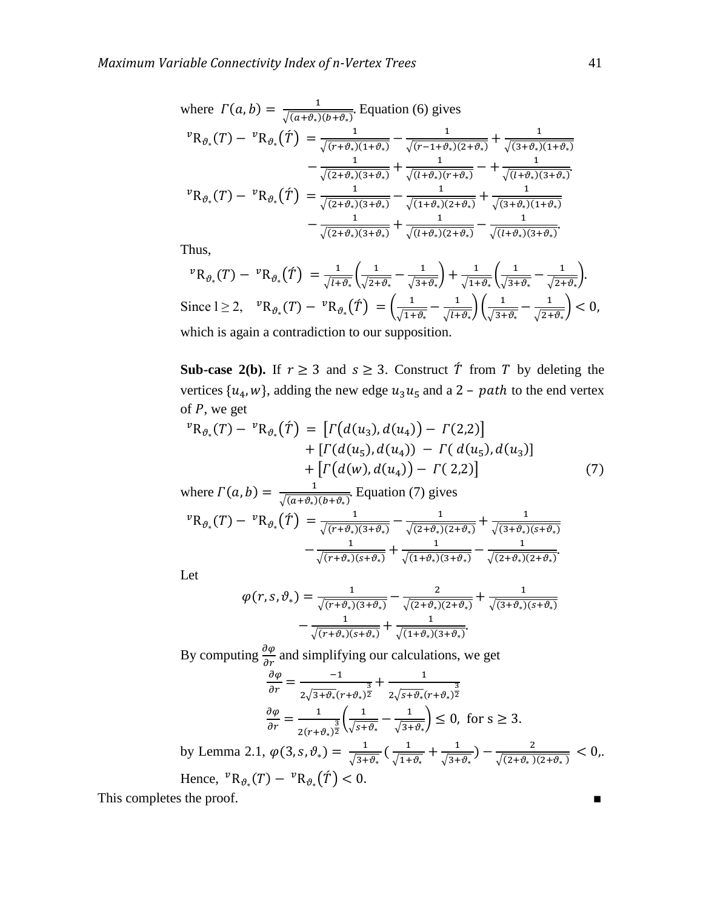where $\Gamma(a,b) = \frac{1}{\sqrt{(a+\vartheta_*)(b+\vartheta_*)}}$. Equation (6) gives

$$
\begin{aligned}
{}^{v}\mathrm{R}_{\vartheta_*}(T) - {}^{v}\mathrm{R}_{\vartheta_*}(\acute{T}) &= \frac{1}{\sqrt{(r+\vartheta_*)(1+\vartheta_*)}} - \frac{1}{\sqrt{(r-1+\vartheta_*)(2+\vartheta_*)}} + \frac{1}{\sqrt{(3+\vartheta_*)(1+\vartheta_*)}} \\
&\quad - \frac{1}{\sqrt{(2+\vartheta_*)(3+\vartheta_*)}} + \frac{1}{\sqrt{(l+\vartheta_*)(r+\vartheta_*)}} - + \frac{1}{\sqrt{(l+\vartheta_*)(3+\vartheta_*)}}.
\end{aligned}
$$

$$
\begin{aligned}
{}^{v}\mathrm{R}_{\vartheta_*}(T) - {}^{v}\mathrm{R}_{\vartheta_*}(\acute{T}) &= \frac{1}{\sqrt{(2+\vartheta_*)(3+\vartheta_*)}} - \frac{1}{\sqrt{(1+\vartheta_*)(2+\vartheta_*)}} + \frac{1}{\sqrt{(3+\vartheta_*)(1+\vartheta_*)}} \\
&\quad - \frac{1}{\sqrt{(2+\vartheta_*)(3+\vartheta_*)}} + \frac{1}{\sqrt{(l+\vartheta_*)(2+\vartheta_*)}} - \frac{1}{\sqrt{(l+\vartheta_*)(3+\vartheta_*)}}.
\end{aligned}
$$

Thus,

$$
{}^{v}\mathrm{R}_{\vartheta_*}(T) - {}^{v}\mathrm{R}_{\vartheta_*}(\acute{T}) = \frac{1}{\sqrt{l+\vartheta_*}}\left(\frac{1}{\sqrt{2+\vartheta_*}} - \frac{1}{\sqrt{3+\vartheta_*}}\right) + \frac{1}{\sqrt{1+\vartheta_*}}\left(\frac{1}{\sqrt{3+\vartheta_*}} - \frac{1}{\sqrt{2+\vartheta_*}}\right).
$$

Since $l \geq 2$, ${}^{v}\mathrm{R}_{\vartheta_*}(T) - {}^{v}\mathrm{R}_{\vartheta_*}(\acute{T}) = \left(\frac{1}{\sqrt{1+\vartheta_*}} - \frac{1}{\sqrt{l+\vartheta_*}}\right)\left(\frac{1}{\sqrt{3+\vartheta_*}} - \frac{1}{\sqrt{2+\vartheta_*}}\right) < 0$, which is again a contradiction to our supposition.

**Sub-case 2(b).** If $r \geq 3$ and $s \geq 3$. Construct $\acute{T}$ from $T$ by deleting the vertices $\{u_4, w\}$, adding the new edge $u_3u_5$ and a $2-path$ to the end vertex of $P$, we get

$$
\begin{aligned}
{}^{v}\mathrm{R}_{\vartheta_*}(T) - {}^{v}\mathrm{R}_{\vartheta_*}(\acute{T}) &= \left[\Gamma\big(d(u_3), d(u_4)\big) - \Gamma(2,2)\right] \\
&\quad + \left[\Gamma(d(u_5), d(u_4)) - \Gamma(d(u_5), d(u_3))\right] \\
&\quad + \left[\Gamma\big(d(w), d(u_4)\big) - \Gamma(2,2)\right] \qquad (7)
\end{aligned}
$$

where $\Gamma(a,b) = \frac{1}{\sqrt{(a+\vartheta_*)(b+\vartheta_*)}}$. Equation (7) gives

$$
\begin{aligned}
{}^{v}\mathrm{R}_{\vartheta_*}(T) - {}^{v}\mathrm{R}_{\vartheta_*}(\acute{T}) &= \frac{1}{\sqrt{(r+\vartheta_*)(3+\vartheta_*)}} - \frac{1}{\sqrt{(2+\vartheta_*)(2+\vartheta_*)}} + \frac{1}{\sqrt{(3+\vartheta_*)(s+\vartheta_*)}} \\
&\quad - \frac{1}{\sqrt{(r+\vartheta_*)(s+\vartheta_*)}} + \frac{1}{\sqrt{(1+\vartheta_*)(3+\vartheta_*)}} - \frac{1}{\sqrt{(2+\vartheta_*)(2+\vartheta_*)}}.
\end{aligned}
$$

Let

$$
\begin{aligned}
\varphi(r,s,\vartheta_*) &= \frac{1}{\sqrt{(r+\vartheta_*)(3+\vartheta_*)}} - \frac{2}{\sqrt{(2+\vartheta_*)(2+\vartheta_*)}} + \frac{1}{\sqrt{(3+\vartheta_*)(s+\vartheta_*)}} \\
&\quad - \frac{1}{\sqrt{(r+\vartheta_*)(s+\vartheta_*)}} + \frac{1}{\sqrt{(1+\vartheta_*)(3+\vartheta_*)}}.
\end{aligned}
$$

By computing $\frac{\partial\varphi}{\partial r}$ and simplifying our calculations, we get

$$
\frac{\partial\varphi}{\partial r} = \frac{-1}{2\sqrt{3+\vartheta_*}(r+\vartheta_*)^{\frac{3}{2}}} + \frac{1}{2\sqrt{s+\vartheta_*}(r+\vartheta_*)^{\frac{3}{2}}}
$$

$$
\frac{\partial\varphi}{\partial r} = \frac{1}{2(r+\vartheta_*)^{\frac{3}{2}}}\left(\frac{1}{\sqrt{s+\vartheta_*}} - \frac{1}{\sqrt{3+\vartheta_*}}\right) \leq 0, \text{ for } s \geq 3.
$$

by Lemma 2.1, $\varphi(3,s,\vartheta_*) = \frac{1}{\sqrt{3+\vartheta_*}}\left(\frac{1}{\sqrt{1+\vartheta_*}} + \frac{1}{\sqrt{3+\vartheta_*}}\right) - \frac{2}{\sqrt{(2+\vartheta_*)(2+\vartheta_*)}} < 0,$.

Hence, ${}^{v}\mathrm{R}_{\vartheta_*}(T) - {}^{v}\mathrm{R}_{\vartheta_*}(\acute{T}) < 0$.

This completes the proof. ∎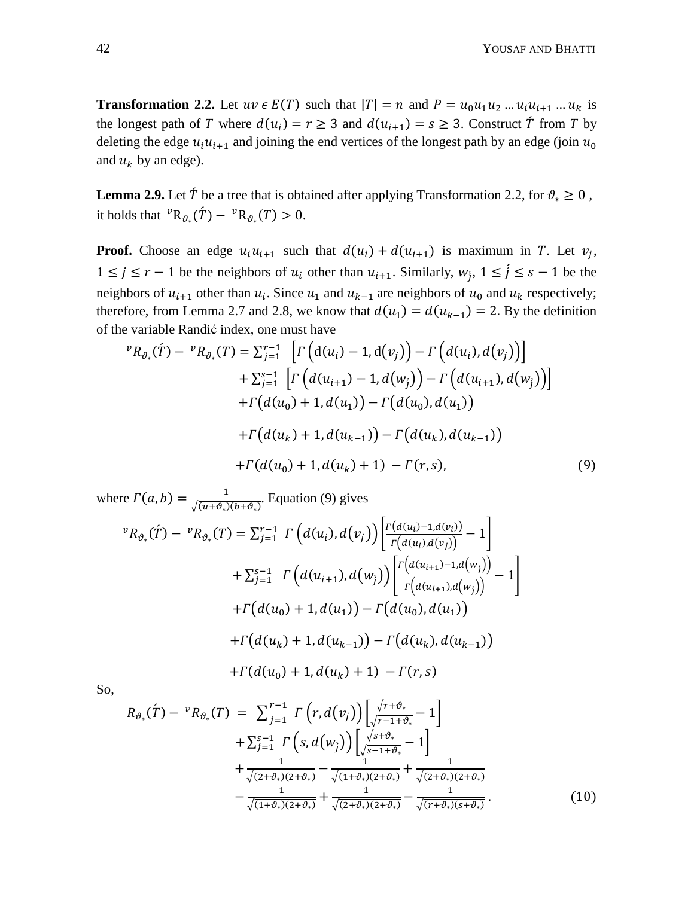**Transformation 2.2.** Let $uv \epsilon E(T)$ such that $|T| = n$ and $P = u_0 u_1 u_2 \ldots u_i u_{i+1} \ldots u_k$ is the longest path of $T$ where $d(u_i) = r \geq 3$ and $d(u_{i+1}) = s \geq 3$. Construct $\acute{T}$ from $T$ by deleting the edge $u_i u_{i+1}$ and joining the end vertices of the longest path by an edge (join $u_0$ and $u_k$ by an edge).

**Lemma 2.9.** Let $\acute{T}$ be a tree that is obtained after applying Transformation 2.2, for $\vartheta_* \geq 0$, it holds that ${}^{v}\mathrm{R}_{\vartheta_*}(\acute{T}) - {}^{v}\mathrm{R}_{\vartheta_*}(T) > 0$.

**Proof.** Choose an edge $u_i u_{i+1}$ such that $d(u_i) + d(u_{i+1})$ is maximum in $T$. Let $v_j$, $1 \leq j \leq r-1$ be the neighbors of $u_i$ other than $u_{i+1}$. Similarly, $w_{\acute{j}}$, $1 \leq \acute{j} \leq s-1$ be the neighbors of $u_{i+1}$ other than $u_i$. Since $u_1$ and $u_{k-1}$ are neighbors of $u_0$ and $u_k$ respectively; therefore, from Lemma 2.7 and 2.8, we know that $d(u_1) = d(u_{k-1}) = 2$. By the definition of the variable Randić index, one must have

$$
\begin{aligned}
{}^{v}R_{\vartheta_*}(\acute{T}) - {}^{v}R_{\vartheta_*}(T) = & \sum_{j=1}^{r-1} \left[ \Gamma\left(\mathrm{d}(u_i) - 1, \mathrm{d}(v_j)\right) - \Gamma\left(d(u_i), d(v_j)\right) \right] \\
& + \sum_{\acute{j}=1}^{s-1} \left[ \Gamma\left(d(u_{i+1}) - 1, d(w_{\acute{j}})\right) - \Gamma\left(d(u_{i+1}), d(w_{\acute{j}})\right) \right] \\
& + \Gamma\big(d(u_0) + 1, d(u_1)\big) - \Gamma\big(d(u_0), d(u_1)\big) \\
& + \Gamma\big(d(u_k) + 1, d(u_{k-1})\big) - \Gamma\big(d(u_k), d(u_{k-1})\big) \\
& + \Gamma(d(u_0) + 1, d(u_k) + 1) - \Gamma(r, s),
\end{aligned} \tag{9}
$$

where $\Gamma(a, b) = \frac{1}{\sqrt{(u+\vartheta_*)(b+\vartheta_*)}}$. Equation (9) gives

$$
\begin{aligned}
{}^{v}R_{\vartheta_*}(\acute{T}) - {}^{v}R_{\vartheta_*}(T) = & \sum_{j=1}^{r-1} \Gamma\left(d(u_i), d(v_j)\right) \left[ \frac{\Gamma\left(d(u_i) - 1, d(v_i)\right)}{\Gamma\left(d(u_i), d(v_j)\right)} - 1 \right] \\
& + \sum_{\acute{j}=1}^{s-1} \Gamma\left(d(u_{i+1}), d(w_{\acute{j}})\right) \left[ \frac{\Gamma\left(d(u_{i+1}) - 1, d(w_{\acute{j}})\right)}{\Gamma\left(d(u_{i+1}), d(w_{\acute{j}})\right)} - 1 \right] \\
& + \Gamma\big(d(u_0) + 1, d(u_1)\big) - \Gamma\big(d(u_0), d(u_1)\big) \\
& + \Gamma\big(d(u_k) + 1, d(u_{k-1})\big) - \Gamma\big(d(u_k), d(u_{k-1})\big) \\
& + \Gamma(d(u_0) + 1, d(u_k) + 1) - \Gamma(r, s)
\end{aligned}
$$

So,

$$
\begin{aligned}
R_{\vartheta_*}(\acute{T}) - {}^{v}R_{\vartheta_*}(T) = & \sum_{j=1}^{r-1} \Gamma\left(r, d(v_j)\right) \left[ \frac{\sqrt{r+\vartheta_*}}{\sqrt{r-1+\vartheta_*}} - 1 \right] \\
& + \sum_{\acute{j}=1}^{s-1} \Gamma\left(s, d(w_{\acute{j}})\right) \left[ \frac{\sqrt{s+\vartheta_*}}{\sqrt{s-1+\vartheta_*}} - 1 \right] \\
& + \frac{1}{\sqrt{(2+\vartheta_*)(2+\vartheta_*)}} - \frac{1}{\sqrt{(1+\vartheta_*)(2+\vartheta_*)}} + \frac{1}{\sqrt{(2+\vartheta_*)(2+\vartheta_*)}} \\
& - \frac{1}{\sqrt{(1+\vartheta_*)(2+\vartheta_*)}} + \frac{1}{\sqrt{(2+\vartheta_*)(2+\vartheta_*)}} - \frac{1}{\sqrt{(r+\vartheta_*)(s+\vartheta_*)}}.
\end{aligned} \tag{10}
$$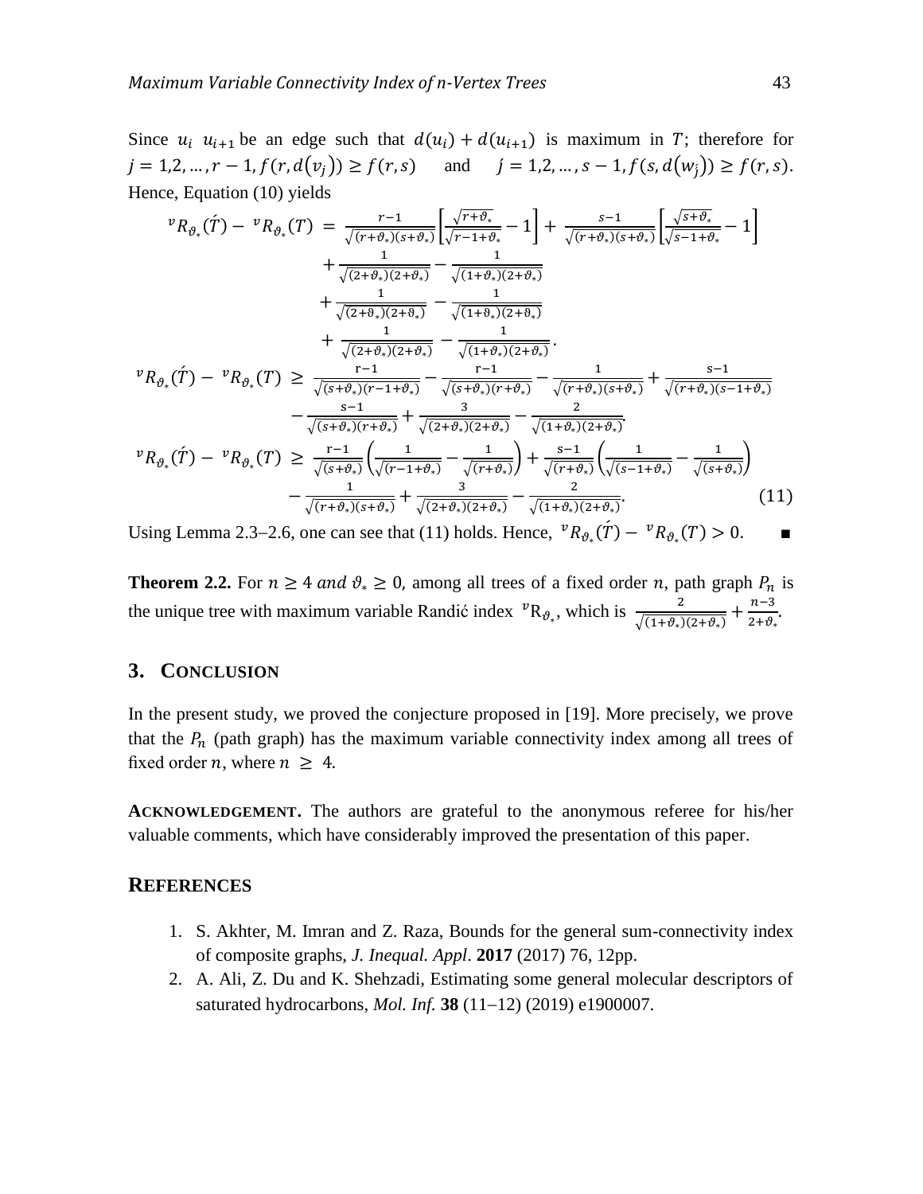Since $u_i \ u_{i+1}$ be an edge such that $d(u_i) + d(u_{i+1})$ is maximum in $T$; therefore for $j = 1,2, \ldots, r-1, f(r, d(v_j)) \geq f(r,s)$ and $\acute{j} = 1,2, \ldots, s-1, f(s, d(w_{\acute{j}})) \geq f(r,s)$. Hence, Equation (10) yields

$$
\begin{aligned}
{}^{v}R_{\vartheta_*}(\acute{T}) - {}^{v}R_{\vartheta_*}(T) &= \frac{r-1}{\sqrt{(r+\vartheta_*)(s+\vartheta_*)}}\left[\frac{\sqrt{r+\vartheta_*}}{\sqrt{r-1+\vartheta_*}} - 1\right] + \frac{s-1}{\sqrt{(r+\vartheta_*)(s+\vartheta_*)}}\left[\frac{\sqrt{s+\vartheta_*}}{\sqrt{s-1+\vartheta_*}} - 1\right] \\
&\quad + \frac{1}{\sqrt{(2+\vartheta_*)(2+\vartheta_*)}} - \frac{1}{\sqrt{(1+\vartheta_*)(2+\vartheta_*)}} \\
&\quad + \frac{1}{\sqrt{(2+\vartheta_*)(2+\vartheta_*)}} - \frac{1}{\sqrt{(1+\vartheta_*)(2+\vartheta_*)}} \\
&\quad + \frac{1}{\sqrt{(2+\vartheta_*)(2+\vartheta_*)}} - \frac{1}{\sqrt{(1+\vartheta_*)(2+\vartheta_*)}}.
\end{aligned}
$$

$$
\begin{aligned}
{}^{v}R_{\vartheta_*}(\acute{T}) - {}^{v}R_{\vartheta_*}(T) &\geq \frac{r-1}{\sqrt{(s+\vartheta_*)(r-1+\vartheta_*)}} - \frac{r-1}{\sqrt{(s+\vartheta_*)(r+\vartheta_*)}} - \frac{1}{\sqrt{(r+\vartheta_*)(s+\vartheta_*)}} + \frac{s-1}{\sqrt{(r+\vartheta_*)(s-1+\vartheta_*)}} \\
&\quad - \frac{s-1}{\sqrt{(s+\vartheta_*)(r+\vartheta_*)}} + \frac{3}{\sqrt{(2+\vartheta_*)(2+\vartheta_*)}} - \frac{2}{\sqrt{(1+\vartheta_*)(2+\vartheta_*)}}.
\end{aligned}
$$

$$
\begin{aligned}
{}^{v}R_{\vartheta_*}(\acute{T}) - {}^{v}R_{\vartheta_*}(T) &\geq \frac{r-1}{\sqrt{(s+\vartheta_*)}}\left(\frac{1}{\sqrt{(r-1+\vartheta_*)}} - \frac{1}{\sqrt{(r+\vartheta_*)}}\right) + \frac{s-1}{\sqrt{(r+\vartheta_*)}}\left(\frac{1}{\sqrt{(s-1+\vartheta_*)}} - \frac{1}{\sqrt{(s+\vartheta_*)}}\right) \\
&\quad - \frac{1}{\sqrt{(r+\vartheta_*)(s+\vartheta_*)}} + \frac{3}{\sqrt{(2+\vartheta_*)(2+\vartheta_*)}} - \frac{2}{\sqrt{(1+\vartheta_*)(2+\vartheta_*)}}. \qquad (11)
\end{aligned}
$$

Using Lemma 2.3–2.6, one can see that (11) holds. Hence, ${}^{v}R_{\vartheta_*}(\acute{T}) - {}^{v}R_{\vartheta_*}(T) > 0$. ∎

**Theorem 2.2.** For $n \geq 4$ *and* $\vartheta_* \geq 0$, among all trees of a fixed order $n$, path graph $P_n$ is the unique tree with maximum variable Randić index ${}^{v}\mathrm{R}_{\vartheta_*}$, which is $\frac{2}{\sqrt{(1+\vartheta_*)(2+\vartheta_*)}} + \frac{n-3}{2+\vartheta_*}$.

## 3. CONCLUSION

In the present study, we proved the conjecture proposed in [19]. More precisely, we prove that the $P_n$ (path graph) has the maximum variable connectivity index among all trees of fixed order $n$, where $n \geq 4$.

**ACKNOWLEDGEMENT.** The authors are grateful to the anonymous referee for his/her valuable comments, which have considerably improved the presentation of this paper.

## REFERENCES

1. S. Akhter, M. Imran and Z. Raza, Bounds for the general sum-connectivity index of composite graphs, *J. Inequal. Appl*. **2017** (2017) 76, 12pp.
2. A. Ali, Z. Du and K. Shehzadi, Estimating some general molecular descriptors of saturated hydrocarbons, *Mol. Inf.* **38** (11–12) (2019) e1900007.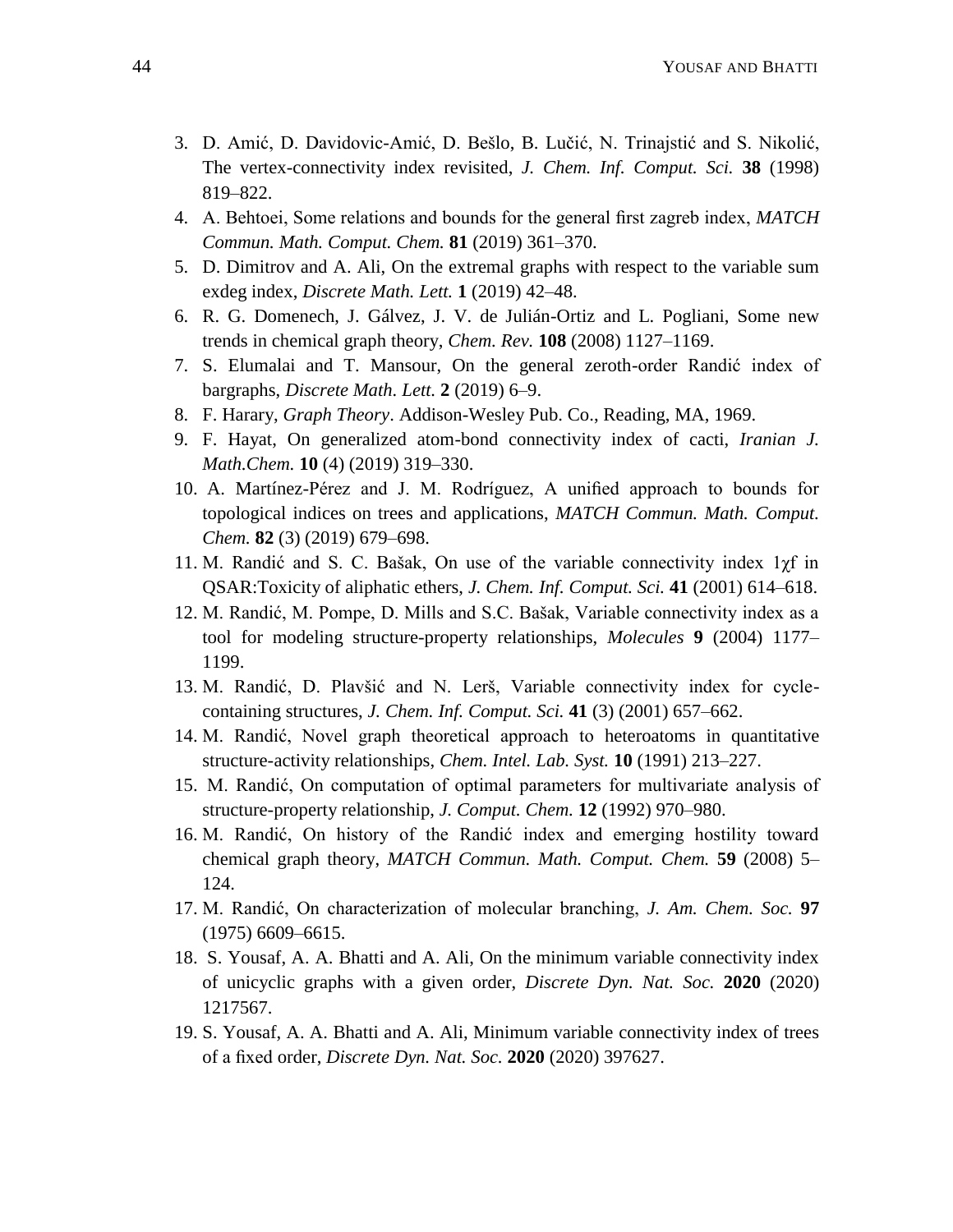3. D. Amić, D. Davidovic-Amić, D. Bešlo, B. Lučić, N. Trinajstić and S. Nikolić, The vertex-connectivity index revisited, *J. Chem. Inf. Comput. Sci.* **38** (1998) 819–822.
4. A. Behtoei, Some relations and bounds for the general first zagreb index, *MATCH Commun. Math. Comput. Chem.* **81** (2019) 361–370.
5. D. Dimitrov and A. Ali, On the extremal graphs with respect to the variable sum exdeg index, *Discrete Math. Lett.* **1** (2019) 42–48.
6. R. G. Domenech, J. Gálvez, J. V. de Julián-Ortiz and L. Pogliani, Some new trends in chemical graph theory, *Chem. Rev.* **108** (2008) 1127–1169.
7. S. Elumalai and T. Mansour, On the general zeroth-order Randić index of bargraphs, *Discrete Math. Lett.* **2** (2019) 6–9.
8. F. Harary, *Graph Theory*. Addison-Wesley Pub. Co., Reading, MA, 1969.
9. F. Hayat, On generalized atom-bond connectivity index of cacti, *Iranian J. Math.Chem.* **10** (4) (2019) 319–330.
10. A. Martínez-Pérez and J. M. Rodríguez, A unified approach to bounds for topological indices on trees and applications, *MATCH Commun. Math. Comput. Chem.* **82** (3) (2019) 679–698.
11. M. Randić and S. C. Bašak, On use of the variable connectivity index 1χf in QSAR:Toxicity of aliphatic ethers, *J. Chem. Inf. Comput. Sci.* **41** (2001) 614–618.
12. M. Randić, M. Pompe, D. Mills and S.C. Bašak, Variable connectivity index as a tool for modeling structure-property relationships, *Molecules* **9** (2004) 1177–1199.
13. M. Randić, D. Plavšić and N. Lerš, Variable connectivity index for cycle-containing structures, *J. Chem. Inf. Comput. Sci.* **41** (3) (2001) 657–662.
14. M. Randić, Novel graph theoretical approach to heteroatoms in quantitative structure-activity relationships, *Chem. Intel. Lab. Syst.* **10** (1991) 213–227.
15. M. Randić, On computation of optimal parameters for multivariate analysis of structure-property relationship, *J. Comput. Chem.* **12** (1992) 970–980.
16. M. Randić, On history of the Randić index and emerging hostility toward chemical graph theory, *MATCH Commun. Math. Comput. Chem.* **59** (2008) 5–124.
17. M. Randić, On characterization of molecular branching, *J. Am. Chem. Soc.* **97** (1975) 6609–6615.
18. S. Yousaf, A. A. Bhatti and A. Ali, On the minimum variable connectivity index of unicyclic graphs with a given order, *Discrete Dyn. Nat. Soc.* **2020** (2020) 1217567.
19. S. Yousaf, A. A. Bhatti and A. Ali, Minimum variable connectivity index of trees of a fixed order, *Discrete Dyn. Nat. Soc.* **2020** (2020) 397627.